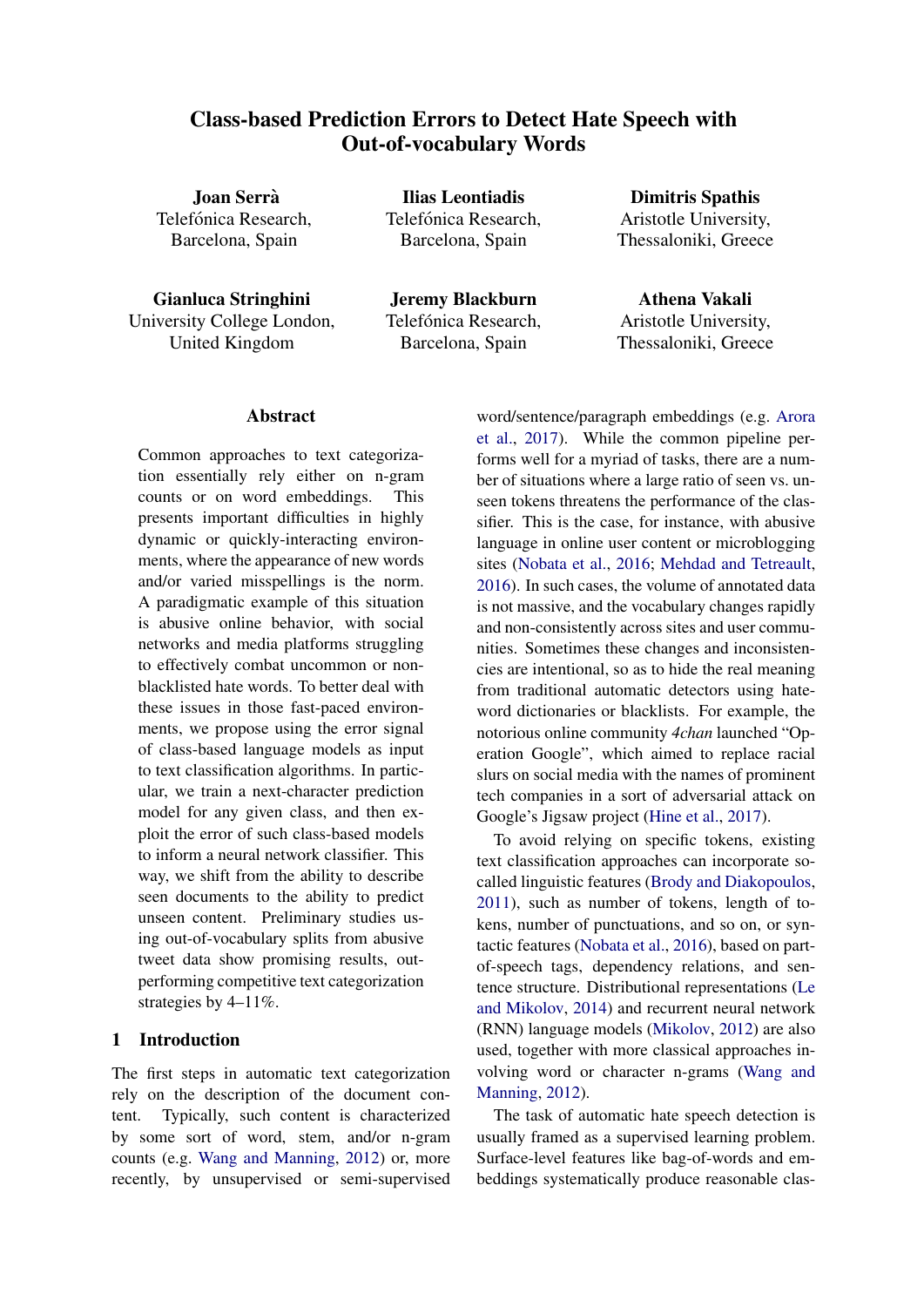# Class-based Prediction Errors to Detect Hate Speech with Out-of-vocabulary Words

**Joan Serrà**
Telefónica Research,
Barcelona, Spain

**Ilias Leontiadis**
Telefónica Research,
Barcelona, Spain

**Dimitris Spathis**
Aristotle University,
Thessaloniki, Greece

**Gianluca Stringhini**
University College London,
United Kingdom

**Jeremy Blackburn**
Telefónica Research,
Barcelona, Spain

**Athena Vakali**
Aristotle University,
Thessaloniki, Greece

## Abstract

Common approaches to text categorization essentially rely either on n-gram counts or on word embeddings. This presents important difficulties in highly dynamic or quickly-interacting environments, where the appearance of new words and/or varied misspellings is the norm. A paradigmatic example of this situation is abusive online behavior, with social networks and media platforms struggling to effectively combat uncommon or non-blacklisted hate words. To better deal with these issues in those fast-paced environments, we propose using the error signal of class-based language models as input to text classification algorithms. In particular, we train a next-character prediction model for any given class, and then exploit the error of such class-based models to inform a neural network classifier. This way, we shift from the ability to describe seen documents to the ability to predict unseen content. Preliminary studies using out-of-vocabulary splits from abusive tweet data show promising results, outperforming competitive text categorization strategies by 4–11%.

## 1 Introduction

The first steps in automatic text categorization rely on the description of the document content. Typically, such content is characterized by some sort of word, stem, and/or n-gram counts (e.g. Wang and Manning, 2012) or, more recently, by unsupervised or semi-supervised word/sentence/paragraph embeddings (e.g. Arora et al., 2017). While the common pipeline performs well for a myriad of tasks, there are a number of situations where a large ratio of seen vs. unseen tokens threatens the performance of the classifier. This is the case, for instance, with abusive language in online user content or microblogging sites (Nobata et al., 2016; Mehdad and Tetreault, 2016). In such cases, the volume of annotated data is not massive, and the vocabulary changes rapidly and non-consistently across sites and user communities. Sometimes these changes and inconsistencies are intentional, so as to hide the real meaning from traditional automatic detectors using hate-word dictionaries or blacklists. For example, the notorious online community *4chan* launched "Operation Google", which aimed to replace racial slurs on social media with the names of prominent tech companies in a sort of adversarial attack on Google's Jigsaw project (Hine et al., 2017).

To avoid relying on specific tokens, existing text classification approaches can incorporate so-called linguistic features (Brody and Diakopoulos, 2011), such as number of tokens, length of tokens, number of punctuations, and so on, or syntactic features (Nobata et al., 2016), based on part-of-speech tags, dependency relations, and sentence structure. Distributional representations (Le and Mikolov, 2014) and recurrent neural network (RNN) language models (Mikolov, 2012) are also used, together with more classical approaches involving word or character n-grams (Wang and Manning, 2012).

The task of automatic hate speech detection is usually framed as a supervised learning problem. Surface-level features like bag-of-words and embeddings systematically produce reasonable clas-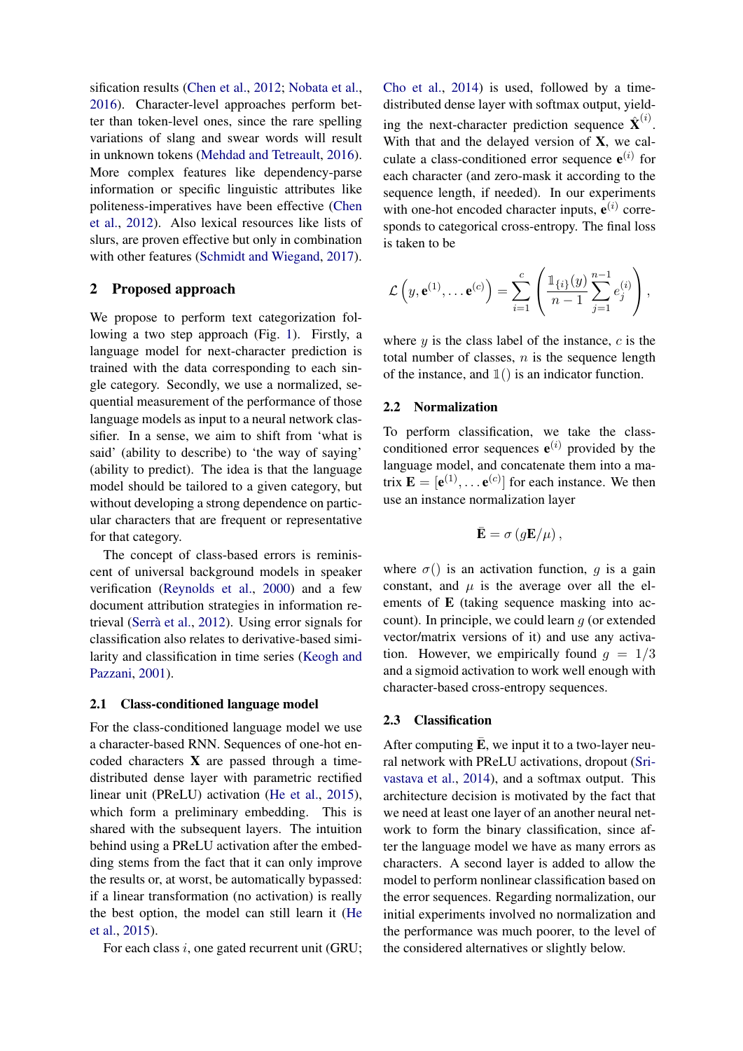sification results (Chen et al., 2012; Nobata et al., 2016). Character-level approaches perform better than token-level ones, since the rare spelling variations of slang and swear words will result in unknown tokens (Mehdad and Tetreault, 2016). More complex features like dependency-parse information or specific linguistic attributes like politeness-imperatives have been effective (Chen et al., 2012). Also lexical resources like lists of slurs, are proven effective but only in combination with other features (Schmidt and Wiegand, 2017).

## 2 Proposed approach

We propose to perform text categorization following a two step approach (Fig. 1). Firstly, a language model for next-character prediction is trained with the data corresponding to each single category. Secondly, we use a normalized, sequential measurement of the performance of those language models as input to a neural network classifier. In a sense, we aim to shift from 'what is said' (ability to describe) to 'the way of saying' (ability to predict). The idea is that the language model should be tailored to a given category, but without developing a strong dependence on particular characters that are frequent or representative for that category.

The concept of class-based errors is reminiscent of universal background models in speaker verification (Reynolds et al., 2000) and a few document attribution strategies in information retrieval (Serrà et al., 2012). Using error signals for classification also relates to derivative-based similarity and classification in time series (Keogh and Pazzani, 2001).

### 2.1 Class-conditioned language model

For the class-conditioned language model we use a character-based RNN. Sequences of one-hot encoded characters $\mathbf{X}$ are passed through a time-distributed dense layer with parametric rectified linear unit (PReLU) activation (He et al., 2015), which form a preliminary embedding. This is shared with the subsequent layers. The intuition behind using a PReLU activation after the embedding stems from the fact that it can only improve the results or, at worst, be automatically bypassed: if a linear transformation (no activation) is really the best option, the model can still learn it (He et al., 2015).

For each class $i$, one gated recurrent unit (GRU; Cho et al., 2014) is used, followed by a time-distributed dense layer with softmax output, yielding the next-character prediction sequence $\hat{\mathbf{X}}^{(i)}$. With that and the delayed version of $\mathbf{X}$, we calculate a class-conditioned error sequence $\mathbf{e}^{(i)}$ for each character (and zero-mask it according to the sequence length, if needed). In our experiments with one-hot encoded character inputs, $\mathbf{e}^{(i)}$ corresponds to categorical cross-entropy. The final loss is taken to be

$$\mathcal{L}\left(y, \mathbf{e}^{(1)}, \dots \mathbf{e}^{(c)}\right) = \sum_{i=1}^{c} \left( \frac{\mathbb{1}_{\{i\}}(y)}{n-1} \sum_{j=1}^{n-1} e_j^{(i)} \right),$$

where $y$ is the class label of the instance, $c$ is the total number of classes, $n$ is the sequence length of the instance, and $\mathbb{1}()$ is an indicator function.

### 2.2 Normalization

To perform classification, we take the class-conditioned error sequences $\mathbf{e}^{(i)}$ provided by the language model, and concatenate them into a matrix $\mathbf{E} = [\mathbf{e}^{(1)}, \dots \mathbf{e}^{(c)}]$ for each instance. We then use an instance normalization layer

$$\bar{\mathbf{E}} = \sigma\left(g\mathbf{E}/\mu\right),$$

where $\sigma()$ is an activation function, $g$ is a gain constant, and $\mu$ is the average over all the elements of $\mathbf{E}$ (taking sequence masking into account). In principle, we could learn $g$ (or extended vector/matrix versions of it) and use any activation. However, we empirically found $g = 1/3$ and a sigmoid activation to work well enough with character-based cross-entropy sequences.

### 2.3 Classification

After computing $\bar{\mathbf{E}}$, we input it to a two-layer neural network with PReLU activations, dropout (Srivastava et al., 2014), and a softmax output. This architecture decision is motivated by the fact that we need at least one layer of an another neural network to form the binary classification, since after the language model we have as many errors as characters. A second layer is added to allow the model to perform nonlinear classification based on the error sequences. Regarding normalization, our initial experiments involved no normalization and the performance was much poorer, to the level of the considered alternatives or slightly below.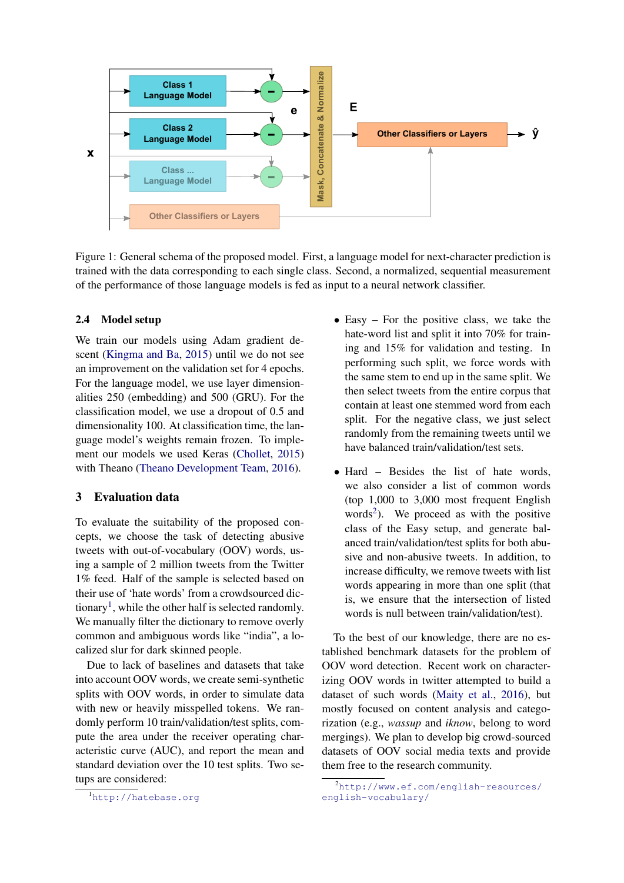Figure 1: General schema of the proposed model. First, a language model for next-character prediction is trained with the data corresponding to each single class. Second, a normalized, sequential measurement of the performance of those language models is fed as input to a neural network classifier.

### 2.4 Model setup

We train our models using Adam gradient descent (Kingma and Ba, 2015) until we do not see an improvement on the validation set for 4 epochs. For the language model, we use layer dimensionalities 250 (embedding) and 500 (GRU). For the classification model, we use a dropout of 0.5 and dimensionality 100. At classification time, the language model's weights remain frozen. To implement our models we used Keras (Chollet, 2015) with Theano (Theano Development Team, 2016).

## 3 Evaluation data

To evaluate the suitability of the proposed concepts, we choose the task of detecting abusive tweets with out-of-vocabulary (OOV) words, using a sample of 2 million tweets from the Twitter 1% feed. Half of the sample is selected based on their use of 'hate words' from a crowdsourced dictionary[1], while the other half is selected randomly. We manually filter the dictionary to remove overly common and ambiguous words like "india", a localized slur for dark skinned people.

Due to lack of baselines and datasets that take into account OOV words, we create semi-synthetic splits with OOV words, in order to simulate data with new or heavily misspelled tokens. We randomly perform 10 train/validation/test splits, compute the area under the receiver operating characteristic curve (AUC), and report the mean and standard deviation over the 10 test splits. Two setups are considered:

- Easy – For the positive class, we take the hate-word list and split it into 70% for training and 15% for validation and testing. In performing such split, we force words with the same stem to end up in the same split. We then select tweets from the entire corpus that contain at least one stemmed word from each split. For the negative class, we just select randomly from the remaining tweets until we have balanced train/validation/test sets.
- Hard – Besides the list of hate words, we also consider a list of common words (top 1,000 to 3,000 most frequent English words[2]). We proceed as with the positive class of the Easy setup, and generate balanced train/validation/test splits for both abusive and non-abusive tweets. In addition, to increase difficulty, we remove tweets with list words appearing in more than one split (that is, we ensure that the intersection of listed words is null between train/validation/test).

To the best of our knowledge, there are no established benchmark datasets for the problem of OOV word detection. Recent work on characterizing OOV words in twitter attempted to build a dataset of such words (Maity et al., 2016), but mostly focused on content analysis and categorization (e.g., *wassup* and *iknow*, belong to word mergings). We plan to develop big crowd-sourced datasets of OOV social media texts and provide them free to the research community.

[1] http://hatebase.org

[2] http://www.ef.com/english-resources/english-vocabulary/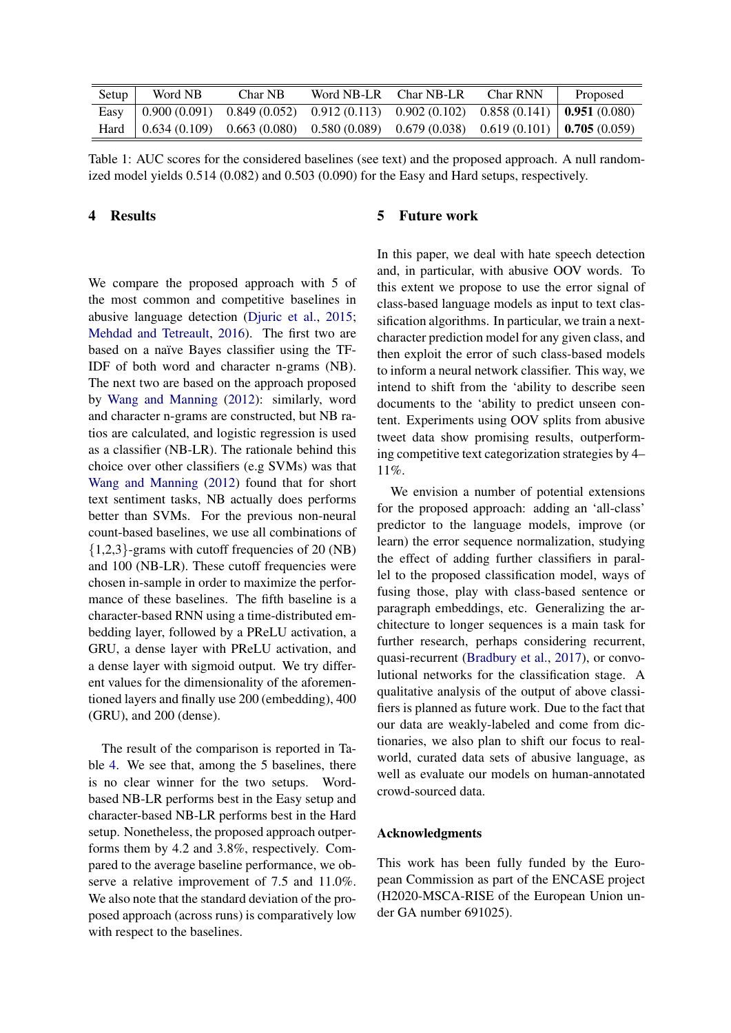| Setup | Word NB | Char NB | Word NB-LR | Char NB-LR | Char RNN | Proposed |
|---|---|---|---|---|---|---|
| Easy | 0.900 (0.091) | 0.849 (0.052) | 0.912 (0.113) | 0.902 (0.102) | 0.858 (0.141) | **0.951** (0.080) |
| Hard | 0.634 (0.109) | 0.663 (0.080) | 0.580 (0.089) | 0.679 (0.038) | 0.619 (0.101) | **0.705** (0.059) |

Table 1: AUC scores for the considered baselines (see text) and the proposed approach. A null randomized model yields 0.514 (0.082) and 0.503 (0.090) for the Easy and Hard setups, respectively.

## 4 Results

We compare the proposed approach with 5 of the most common and competitive baselines in abusive language detection (Djuric et al., 2015; Mehdad and Tetreault, 2016). The first two are based on a naïve Bayes classifier using the TF-IDF of both word and character n-grams (NB). The next two are based on the approach proposed by Wang and Manning (2012): similarly, word and character n-grams are constructed, but NB ratios are calculated, and logistic regression is used as a classifier (NB-LR). The rationale behind this choice over other classifiers (e.g SVMs) was that Wang and Manning (2012) found that for short text sentiment tasks, NB actually does performs better than SVMs. For the previous non-neural count-based baselines, we use all combinations of $\{1,2,3\}$-grams with cutoff frequencies of 20 (NB) and 100 (NB-LR). These cutoff frequencies were chosen in-sample in order to maximize the performance of these baselines. The fifth baseline is a character-based RNN using a time-distributed embedding layer, followed by a PReLU activation, a GRU, a dense layer with PReLU activation, and a dense layer with sigmoid output. We try different values for the dimensionality of the aforementioned layers and finally use 200 (embedding), 400 (GRU), and 200 (dense).

The result of the comparison is reported in Table 4. We see that, among the 5 baselines, there is no clear winner for the two setups. Word-based NB-LR performs best in the Easy setup and character-based NB-LR performs best in the Hard setup. Nonetheless, the proposed approach outperforms them by 4.2 and 3.8%, respectively. Compared to the average baseline performance, we observe a relative improvement of 7.5 and 11.0%. We also note that the standard deviation of the proposed approach (across runs) is comparatively low with respect to the baselines.

## 5 Future work

In this paper, we deal with hate speech detection and, in particular, with abusive OOV words. To this extent we propose to use the error signal of class-based language models as input to text classification algorithms. In particular, we train a next-character prediction model for any given class, and then exploit the error of such class-based models to inform a neural network classifier. This way, we intend to shift from the 'ability to describe seen documents to the 'ability to predict unseen content. Experiments using OOV splits from abusive tweet data show promising results, outperforming competitive text categorization strategies by 4–11%.

We envision a number of potential extensions for the proposed approach: adding an 'all-class' predictor to the language models, improve (or learn) the error sequence normalization, studying the effect of adding further classifiers in parallel to the proposed classification model, ways of fusing those, play with class-based sentence or paragraph embeddings, etc. Generalizing the architecture to longer sequences is a main task for further research, perhaps considering recurrent, quasi-recurrent (Bradbury et al., 2017), or convolutional networks for the classification stage. A qualitative analysis of the output of above classifiers is planned as future work. Due to the fact that our data are weakly-labeled and come from dictionaries, we also plan to shift our focus to real-world, curated data sets of abusive language, as well as evaluate our models on human-annotated crowd-sourced data.

### Acknowledgments

This work has been fully funded by the European Commission as part of the ENCASE project (H2020-MSCA-RISE of the European Union under GA number 691025).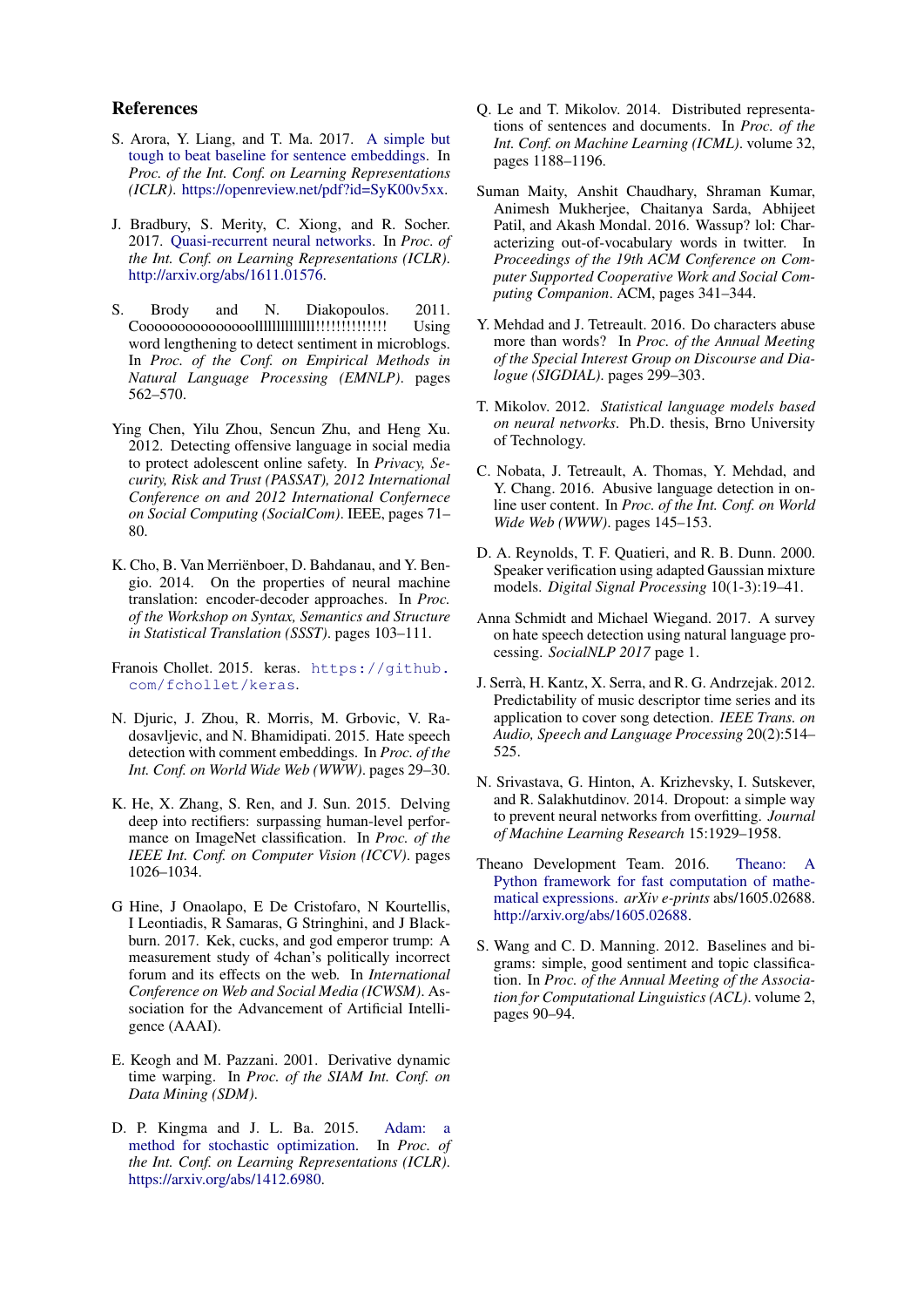## References

S. Arora, Y. Liang, and T. Ma. 2017. A simple but tough to beat baseline for sentence embeddings. In *Proc. of the Int. Conf. on Learning Representations (ICLR)*. https://openreview.net/pdf?id=SyK00v5xx.

J. Bradbury, S. Merity, C. Xiong, and R. Socher. 2017. Quasi-recurrent neural networks. In *Proc. of the Int. Conf. on Learning Representations (ICLR)*. http://arxiv.org/abs/1611.01576.

S. Brody and N. Diakopoulos. 2011. Cooooooooooooooollllllllllllll!!!!!!!!!!!!!! Using word lengthening to detect sentiment in microblogs. In *Proc. of the Conf. on Empirical Methods in Natural Language Processing (EMNLP)*. pages 562–570.

Ying Chen, Yilu Zhou, Sencun Zhu, and Heng Xu. 2012. Detecting offensive language in social media to protect adolescent online safety. In *Privacy, Security, Risk and Trust (PASSAT), 2012 International Conference on and 2012 International Confernece on Social Computing (SocialCom)*. IEEE, pages 71–80.

K. Cho, B. Van Merriënboer, D. Bahdanau, and Y. Bengio. 2014. On the properties of neural machine translation: encoder-decoder approaches. In *Proc. of the Workshop on Syntax, Semantics and Structure in Statistical Translation (SSST)*. pages 103–111.

Franois Chollet. 2015. keras. `https://github.com/fchollet/keras`.

N. Djuric, J. Zhou, R. Morris, M. Grbovic, V. Radosavljevic, and N. Bhamidipati. 2015. Hate speech detection with comment embeddings. In *Proc. of the Int. Conf. on World Wide Web (WWW)*. pages 29–30.

K. He, X. Zhang, S. Ren, and J. Sun. 2015. Delving deep into rectifiers: surpassing human-level performance on ImageNet classification. In *Proc. of the IEEE Int. Conf. on Computer Vision (ICCV)*. pages 1026–1034.

G Hine, J Onaolapo, E De Cristofaro, N Kourtellis, I Leontiadis, R Samaras, G Stringhini, and J Blackburn. 2017. Kek, cucks, and god emperor trump: A measurement study of 4chan's politically incorrect forum and its effects on the web. In *International Conference on Web and Social Media (ICWSM)*. Association for the Advancement of Artificial Intelligence (AAAI).

E. Keogh and M. Pazzani. 2001. Derivative dynamic time warping. In *Proc. of the SIAM Int. Conf. on Data Mining (SDM)*.

D. P. Kingma and J. L. Ba. 2015. Adam: a method for stochastic optimization. In *Proc. of the Int. Conf. on Learning Representations (ICLR)*. https://arxiv.org/abs/1412.6980.

Q. Le and T. Mikolov. 2014. Distributed representations of sentences and documents. In *Proc. of the Int. Conf. on Machine Learning (ICML)*. volume 32, pages 1188–1196.

Suman Maity, Anshit Chaudhary, Shraman Kumar, Animesh Mukherjee, Chaitanya Sarda, Abhijeet Patil, and Akash Mondal. 2016. Wassup? lol: Characterizing out-of-vocabulary words in twitter. In *Proceedings of the 19th ACM Conference on Computer Supported Cooperative Work and Social Computing Companion*. ACM, pages 341–344.

Y. Mehdad and J. Tetreault. 2016. Do characters abuse more than words? In *Proc. of the Annual Meeting of the Special Interest Group on Discourse and Dialogue (SIGDIAL)*. pages 299–303.

T. Mikolov. 2012. *Statistical language models based on neural networks*. Ph.D. thesis, Brno University of Technology.

C. Nobata, J. Tetreault, A. Thomas, Y. Mehdad, and Y. Chang. 2016. Abusive language detection in online user content. In *Proc. of the Int. Conf. on World Wide Web (WWW)*. pages 145–153.

D. A. Reynolds, T. F. Quatieri, and R. B. Dunn. 2000. Speaker verification using adapted Gaussian mixture models. *Digital Signal Processing* 10(1-3):19–41.

Anna Schmidt and Michael Wiegand. 2017. A survey on hate speech detection using natural language processing. *SocialNLP 2017* page 1.

J. Serrà, H. Kantz, X. Serra, and R. G. Andrzejak. 2012. Predictability of music descriptor time series and its application to cover song detection. *IEEE Trans. on Audio, Speech and Language Processing* 20(2):514–525.

N. Srivastava, G. Hinton, A. Krizhevsky, I. Sutskever, and R. Salakhutdinov. 2014. Dropout: a simple way to prevent neural networks from overfitting. *Journal of Machine Learning Research* 15:1929–1958.

Theano Development Team. 2016. Theano: A Python framework for fast computation of mathematical expressions. *arXiv e-prints* abs/1605.02688. http://arxiv.org/abs/1605.02688.

S. Wang and C. D. Manning. 2012. Baselines and bigrams: simple, good sentiment and topic classification. In *Proc. of the Annual Meeting of the Association for Computational Linguistics (ACL)*. volume 2, pages 90–94.